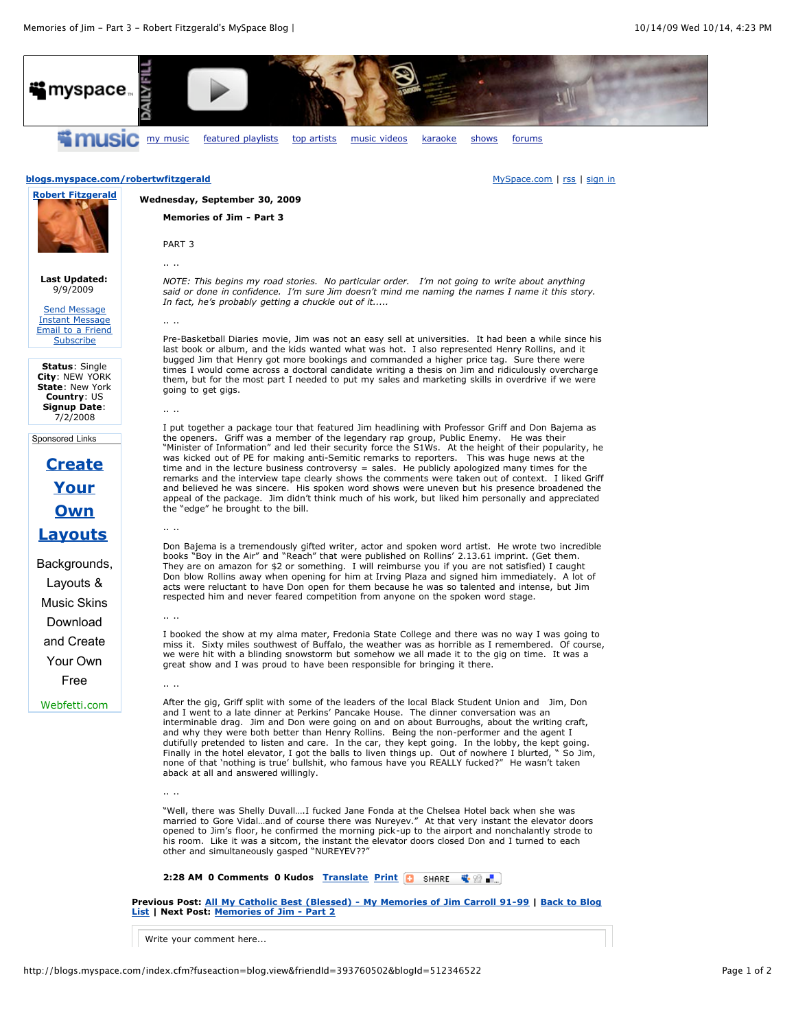blogs.myspace.com/robertwfitzgerald

MySpace.com | rss | sign in

**Robert Fitzgerald**

**Last Updated:** 9/9/2009

Send Message
Instant Message
Email to a Friend
Subscribe

**Status**: Single
**City**: NEW YORK
**State**: New York
**Country**: US
**Signup Date**: 7/2/2008

Sponsored Links

**Create Your Own Layouts**

Backgrounds, Layouts & Music Skins Download and Create Your Own Free

Webfetti.com

**Wednesday, September 30, 2009**

**Memories of Jim - Part 3**

PART 3

.. ..

*NOTE: This begins my road stories. No particular order. I'm not going to write about anything said or done in confidence. I'm sure Jim doesn't mind me naming the names I name it this story. In fact, he's probably getting a chuckle out of it.....*

.. ..

Pre-Basketball Diaries movie, Jim was not an easy sell at universities. It had been a while since his last book or album, and the kids wanted what was hot. I also represented Henry Rollins, and it bugged Jim that Henry got more bookings and commanded a higher price tag. Sure there were times I would come across a doctoral candidate writing a thesis on Jim and ridiculously overcharge them, but for the most part I needed to put my sales and marketing skills in overdrive if we were going to get gigs.

.. ..

I put together a package tour that featured Jim headlining with Professor Griff and Don Bajema as the openers. Griff was a member of the legendary rap group, Public Enemy. He was their "Minister of Information" and led their security force the S1Ws. At the height of their popularity, he was kicked out of PE for making anti-Semitic remarks to reporters. This was huge news at the time and in the lecture business controversy = sales. He publicly apologized many times for the remarks and the interview tape clearly shows the comments were taken out of context. I liked Griff and believed he was sincere. His spoken word shows were uneven but his presence broadened the appeal of the package. Jim didn't think much of his work, but liked him personally and appreciated the "edge" he brought to the bill.

.. ..

Don Bajema is a tremendously gifted writer, actor and spoken word artist. He wrote two incredible books "Boy in the Air" and "Reach" that were published on Rollins' 2.13.61 imprint. (Get them. They are on amazon for $2 or something. I will reimburse you if you are not satisfied) I caught Don blow Rollins away when opening for him at Irving Plaza and signed him immediately. A lot of acts were reluctant to have Don open for them because he was so talented and intense, but Jim respected him and never feared competition from anyone on the spoken word stage.

.. ..

I booked the show at my alma mater, Fredonia State College and there was no way I was going to miss it. Sixty miles southwest of Buffalo, the weather was as horrible as I remembered. Of course, we were hit with a blinding snowstorm but somehow we all made it to the gig on time. It was a great show and I was proud to have been responsible for bringing it there.

.. ..

After the gig, Griff split with some of the leaders of the local Black Student Union and Jim, Don and I went to a late dinner at Perkins' Pancake House. The dinner conversation was an interminable drag. Jim and Don were going on and on about Burroughs, about the writing craft, and why they were both better than Henry Rollins. Being the non-performer and the agent I dutifully pretended to listen and care. In the car, they kept going. In the lobby, the kept going. Finally in the hotel elevator, I got the balls to liven things up. Out of nowhere I blurted, " So Jim, none of that 'nothing is true' bullshit, who famous have you REALLY fucked?" He wasn't taken aback at all and answered willingly.

.. ..

"Well, there was Shelly Duvall….I fucked Jane Fonda at the Chelsea Hotel back when she was married to Gore Vidal…and of course there was Nureyev." At that very instant the elevator doors opened to Jim's floor, he confirmed the morning pick-up to the airport and nonchalantly strode to his room. Like it was a sitcom, the instant the elevator doors closed Don and I turned to each other and simultaneously gasped "NUREYEV??"

**2:28 AM 0 Comments 0 Kudos** Translate Print SHARE

**Previous Post:** All My Catholic Best (Blessed) - My Memories of Jim Carroll 91-99 | Back to Blog List | **Next Post:** Memories of Jim - Part 2

Write your comment here...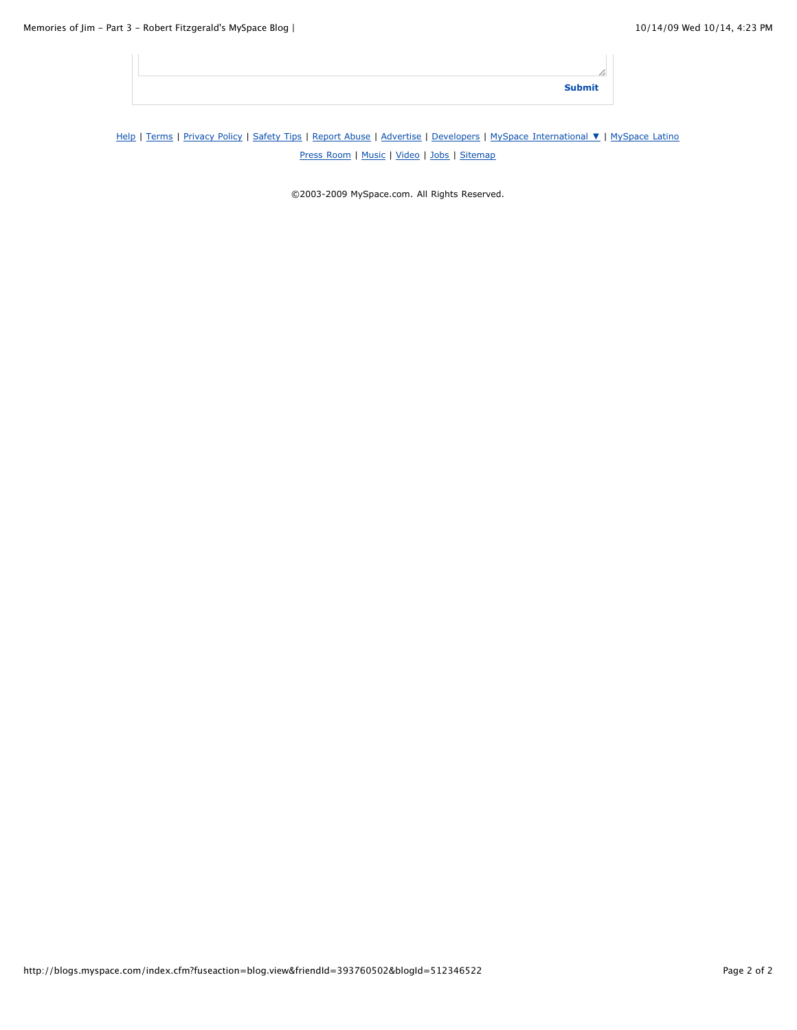Submit

Help | Terms | Privacy Policy | Safety Tips | Report Abuse | Advertise | Developers | MySpace International ▼ | MySpace Latino

Press Room | Music | Video | Jobs | Sitemap

©2003-2009 MySpace.com. All Rights Reserved.